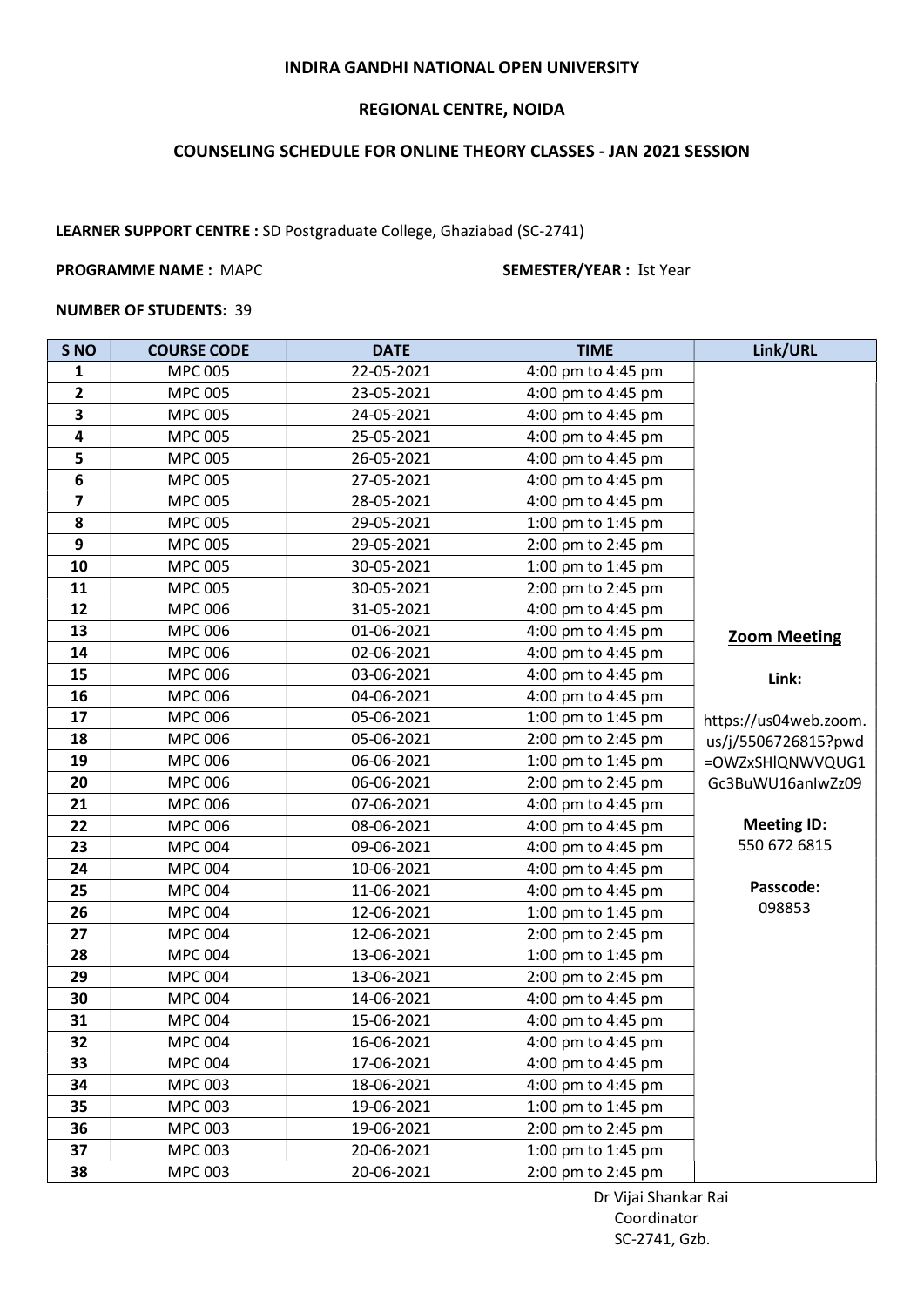**INDIRA GANDHI NATIONAL OPEN UNIVERSITY**

**REGIONAL CENTRE, NOIDA**

**COUNSELING SCHEDULE FOR ONLINE THEORY CLASSES - JAN 2021 SESSION**

**LEARNER SUPPORT CENTRE :** SD Postgraduate College, Ghaziabad (SC-2741)

**PROGRAMME NAME :** MAPC **SEMESTER/YEAR :** Ist Year

**NUMBER OF STUDENTS:** 39

| S NO | COURSE CODE | DATE | TIME | Link/URL |
|---|---|---|---|---|
| 1 | MPC 005 | 22-05-2021 | 4:00 pm to 4:45 pm | **Zoom Meeting** **Link:** https://us04web.zoom.us/j/5506726815?pwd=OWZxSHlQNWVQUG1Gc3BuWU16anIwZz09 **Meeting ID:** 550 672 6815 **Passcode:** 098853 |
| 2 | MPC 005 | 23-05-2021 | 4:00 pm to 4:45 pm | |
| 3 | MPC 005 | 24-05-2021 | 4:00 pm to 4:45 pm | |
| 4 | MPC 005 | 25-05-2021 | 4:00 pm to 4:45 pm | |
| 5 | MPC 005 | 26-05-2021 | 4:00 pm to 4:45 pm | |
| 6 | MPC 005 | 27-05-2021 | 4:00 pm to 4:45 pm | |
| 7 | MPC 005 | 28-05-2021 | 4:00 pm to 4:45 pm | |
| 8 | MPC 005 | 29-05-2021 | 1:00 pm to 1:45 pm | |
| 9 | MPC 005 | 29-05-2021 | 2:00 pm to 2:45 pm | |
| 10 | MPC 005 | 30-05-2021 | 1:00 pm to 1:45 pm | |
| 11 | MPC 005 | 30-05-2021 | 2:00 pm to 2:45 pm | |
| 12 | MPC 006 | 31-05-2021 | 4:00 pm to 4:45 pm | |
| 13 | MPC 006 | 01-06-2021 | 4:00 pm to 4:45 pm | |
| 14 | MPC 006 | 02-06-2021 | 4:00 pm to 4:45 pm | |
| 15 | MPC 006 | 03-06-2021 | 4:00 pm to 4:45 pm | |
| 16 | MPC 006 | 04-06-2021 | 4:00 pm to 4:45 pm | |
| 17 | MPC 006 | 05-06-2021 | 1:00 pm to 1:45 pm | |
| 18 | MPC 006 | 05-06-2021 | 2:00 pm to 2:45 pm | |
| 19 | MPC 006 | 06-06-2021 | 1:00 pm to 1:45 pm | |
| 20 | MPC 006 | 06-06-2021 | 2:00 pm to 2:45 pm | |
| 21 | MPC 006 | 07-06-2021 | 4:00 pm to 4:45 pm | |
| 22 | MPC 006 | 08-06-2021 | 4:00 pm to 4:45 pm | |
| 23 | MPC 004 | 09-06-2021 | 4:00 pm to 4:45 pm | |
| 24 | MPC 004 | 10-06-2021 | 4:00 pm to 4:45 pm | |
| 25 | MPC 004 | 11-06-2021 | 4:00 pm to 4:45 pm | |
| 26 | MPC 004 | 12-06-2021 | 1:00 pm to 1:45 pm | |
| 27 | MPC 004 | 12-06-2021 | 2:00 pm to 2:45 pm | |
| 28 | MPC 004 | 13-06-2021 | 1:00 pm to 1:45 pm | |
| 29 | MPC 004 | 13-06-2021 | 2:00 pm to 2:45 pm | |
| 30 | MPC 004 | 14-06-2021 | 4:00 pm to 4:45 pm | |
| 31 | MPC 004 | 15-06-2021 | 4:00 pm to 4:45 pm | |
| 32 | MPC 004 | 16-06-2021 | 4:00 pm to 4:45 pm | |
| 33 | MPC 004 | 17-06-2021 | 4:00 pm to 4:45 pm | |
| 34 | MPC 003 | 18-06-2021 | 4:00 pm to 4:45 pm | |
| 35 | MPC 003 | 19-06-2021 | 1:00 pm to 1:45 pm | |
| 36 | MPC 003 | 19-06-2021 | 2:00 pm to 2:45 pm | |
| 37 | MPC 003 | 20-06-2021 | 1:00 pm to 1:45 pm | |
| 38 | MPC 003 | 20-06-2021 | 2:00 pm to 2:45 pm | |

Dr Vijai Shankar Rai
Coordinator
SC-2741, Gzb.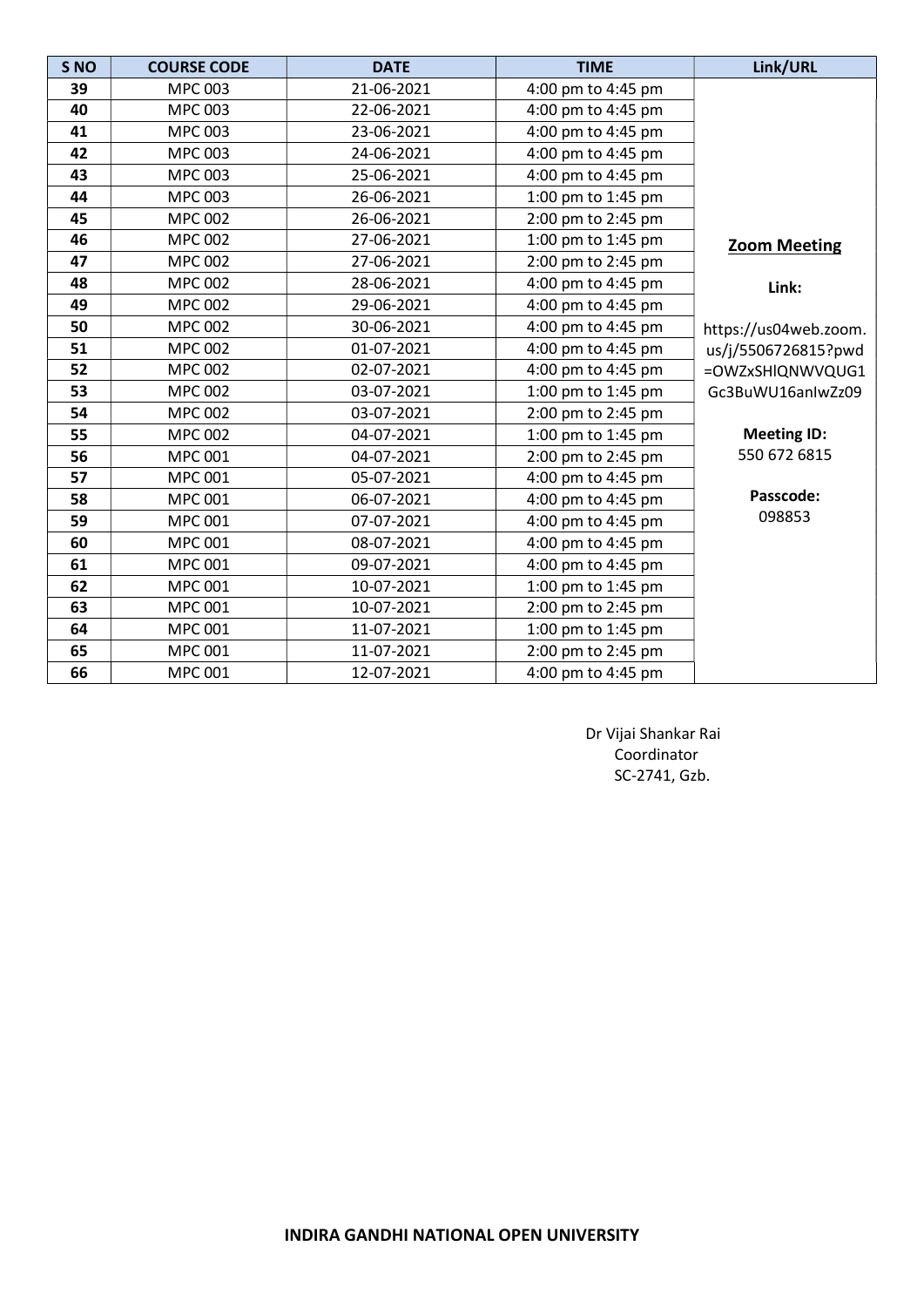| S NO | COURSE CODE | DATE | TIME | Link/URL |
| --- | --- | --- | --- | --- |
| 39 | MPC 003 | 21-06-2021 | 4:00 pm to 4:45 pm | **Zoom Meeting** **Link:** https://us04web.zoom.us/j/5506726815?pwd=OWZxSHlQNWVQUG1Gc3BuWU16anIwZz09 **Meeting ID:** 550 672 6815 **Passcode:** 098853 |
| 40 | MPC 003 | 22-06-2021 | 4:00 pm to 4:45 pm | |
| 41 | MPC 003 | 23-06-2021 | 4:00 pm to 4:45 pm | |
| 42 | MPC 003 | 24-06-2021 | 4:00 pm to 4:45 pm | |
| 43 | MPC 003 | 25-06-2021 | 4:00 pm to 4:45 pm | |
| 44 | MPC 003 | 26-06-2021 | 1:00 pm to 1:45 pm | |
| 45 | MPC 002 | 26-06-2021 | 2:00 pm to 2:45 pm | |
| 46 | MPC 002 | 27-06-2021 | 1:00 pm to 1:45 pm | |
| 47 | MPC 002 | 27-06-2021 | 2:00 pm to 2:45 pm | |
| 48 | MPC 002 | 28-06-2021 | 4:00 pm to 4:45 pm | |
| 49 | MPC 002 | 29-06-2021 | 4:00 pm to 4:45 pm | |
| 50 | MPC 002 | 30-06-2021 | 4:00 pm to 4:45 pm | |
| 51 | MPC 002 | 01-07-2021 | 4:00 pm to 4:45 pm | |
| 52 | MPC 002 | 02-07-2021 | 4:00 pm to 4:45 pm | |
| 53 | MPC 002 | 03-07-2021 | 1:00 pm to 1:45 pm | |
| 54 | MPC 002 | 03-07-2021 | 2:00 pm to 2:45 pm | |
| 55 | MPC 002 | 04-07-2021 | 1:00 pm to 1:45 pm | |
| 56 | MPC 001 | 04-07-2021 | 2:00 pm to 2:45 pm | |
| 57 | MPC 001 | 05-07-2021 | 4:00 pm to 4:45 pm | |
| 58 | MPC 001 | 06-07-2021 | 4:00 pm to 4:45 pm | |
| 59 | MPC 001 | 07-07-2021 | 4:00 pm to 4:45 pm | |
| 60 | MPC 001 | 08-07-2021 | 4:00 pm to 4:45 pm | |
| 61 | MPC 001 | 09-07-2021 | 4:00 pm to 4:45 pm | |
| 62 | MPC 001 | 10-07-2021 | 1:00 pm to 1:45 pm | |
| 63 | MPC 001 | 10-07-2021 | 2:00 pm to 2:45 pm | |
| 64 | MPC 001 | 11-07-2021 | 1:00 pm to 1:45 pm | |
| 65 | MPC 001 | 11-07-2021 | 2:00 pm to 2:45 pm | |
| 66 | MPC 001 | 12-07-2021 | 4:00 pm to 4:45 pm | |

Dr Vijai Shankar Rai
Coordinator
SC-2741, Gzb.

**INDIRA GANDHI NATIONAL OPEN UNIVERSITY**